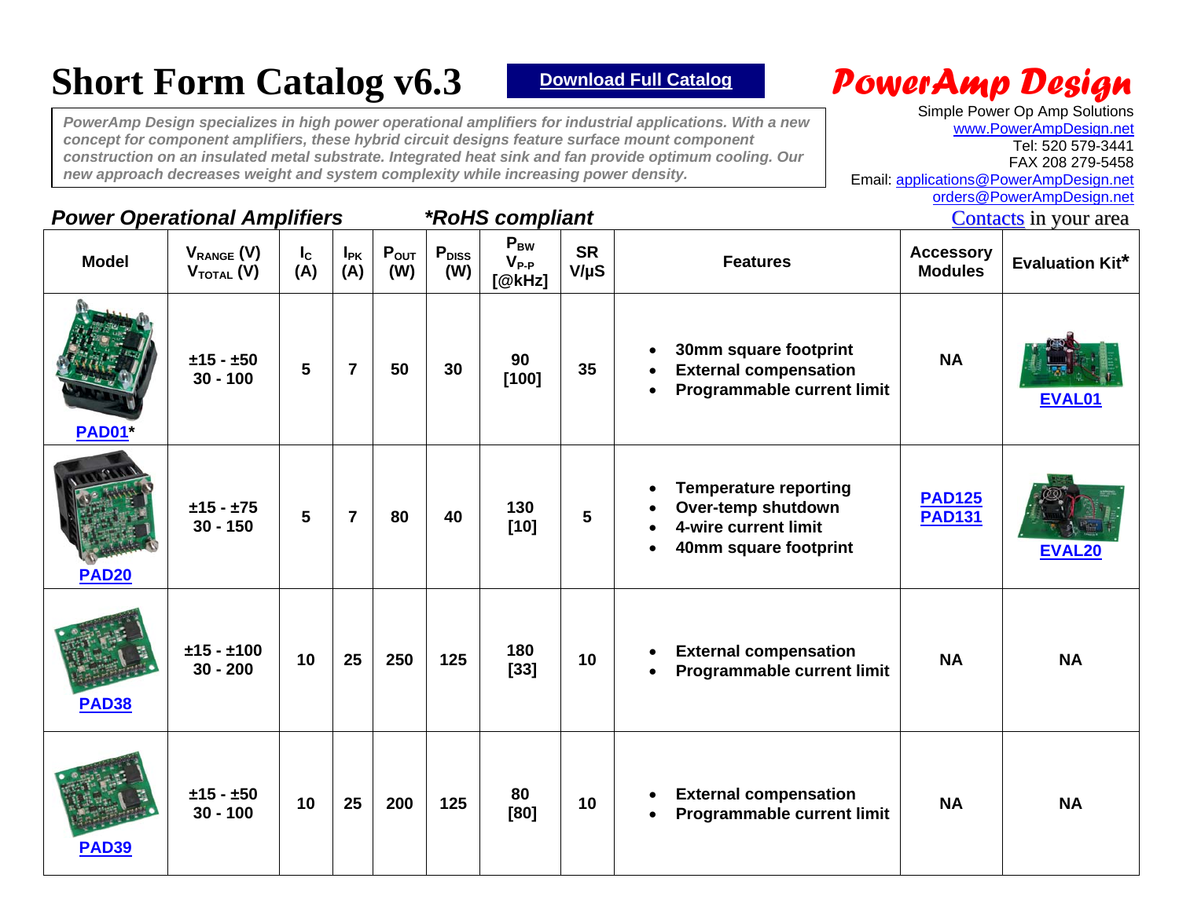# Short Form Catalog v6.3

Download Full Catalog

**PowerAmp Design**

Simple Power Op Amp Solutions
www.PowerAmpDesign.net
Tel: 520 579-3441
FAX 208 279-5458
Email: applications@PowerAmpDesign.net
orders@PowerAmpDesign.net
Contacts in your area

*PowerAmp Design specializes in high power operational amplifiers for industrial applications. With a new concept for component amplifiers, these hybrid circuit designs feature surface mount component construction on an insulated metal substrate. Integrated heat sink and fan provide optimum cooling. Our new approach decreases weight and system complexity while increasing power density.*

## *Power Operational Amplifiers* — *\*RoHS compliant*

| Model | $V_{RANGE}$ (V) $V_{TOTAL}$ (V) | $I_C$ (A) | $I_{PK}$ (A) | $P_{OUT}$ (W) | $P_{DISS}$ (W) | $P_{BW}$ $V_{P-P}$ [@kHz] | SR V/µS | Features | Accessory Modules | Evaluation Kit* |
|---|---|---|---|---|---|---|---|---|---|---|
| PAD01* | ±15 - ±50<br>30 - 100 | 5 | 7 | 50 | 30 | 90<br>[100] | 35 | • 30mm square footprint<br>• External compensation<br>• Programmable current limit | NA | EVAL01 |
| PAD20 | ±15 - ±75<br>30 - 150 | 5 | 7 | 80 | 40 | 130<br>[10] | 5 | • Temperature reporting<br>• Over-temp shutdown<br>• 4-wire current limit<br>• 40mm square footprint | PAD125<br>PAD131 | EVAL20 |
| PAD38 | ±15 - ±100<br>30 - 200 | 10 | 25 | 250 | 125 | 180<br>[33] | 10 | • External compensation<br>• Programmable current limit | NA | NA |
| PAD39 | ±15 - ±50<br>30 - 100 | 10 | 25 | 200 | 125 | 80<br>[80] | 10 | • External compensation<br>• Programmable current limit | NA | NA |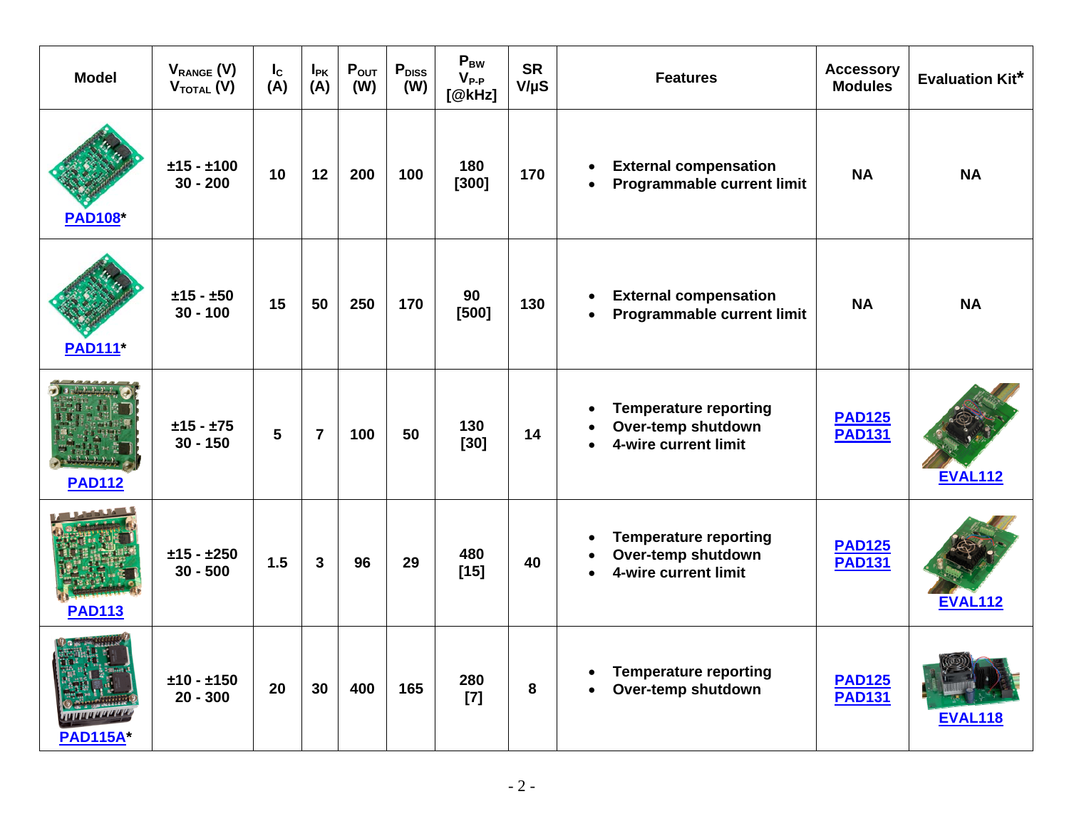| Model | $V_{RANGE}$ (V) $V_{TOTAL}$ (V) | $I_C$ (A) | $I_{PK}$ (A) | $P_{OUT}$ (W) | $P_{DISS}$ (W) | $P_{BW}$ $V_{P\text{-}P}$ [@kHz] | SR V/µS | Features | Accessory Modules | Evaluation Kit* |
|---|---|---|---|---|---|---|---|---|---|---|
| PAD108* | ±15 - ±100 30 - 200 | 10 | 12 | 200 | 100 | 180 [300] | 170 | • External compensation • Programmable current limit | NA | NA |
| PAD111* | ±15 - ±50 30 - 100 | 15 | 50 | 250 | 170 | 90 [500] | 130 | • External compensation • Programmable current limit | NA | NA |
| PAD112 | ±15 - ±75 30 - 150 | 5 | 7 | 100 | 50 | 130 [30] | 14 | • Temperature reporting • Over-temp shutdown • 4-wire current limit | PAD125 PAD131 | EVAL112 |
| PAD113 | ±15 - ±250 30 - 500 | 1.5 | 3 | 96 | 29 | 480 [15] | 40 | • Temperature reporting • Over-temp shutdown • 4-wire current limit | PAD125 PAD131 | EVAL112 |
| PAD115A* | ±10 - ±150 20 - 300 | 20 | 30 | 400 | 165 | 280 [7] | 8 | • Temperature reporting • Over-temp shutdown | PAD125 PAD131 | EVAL118 |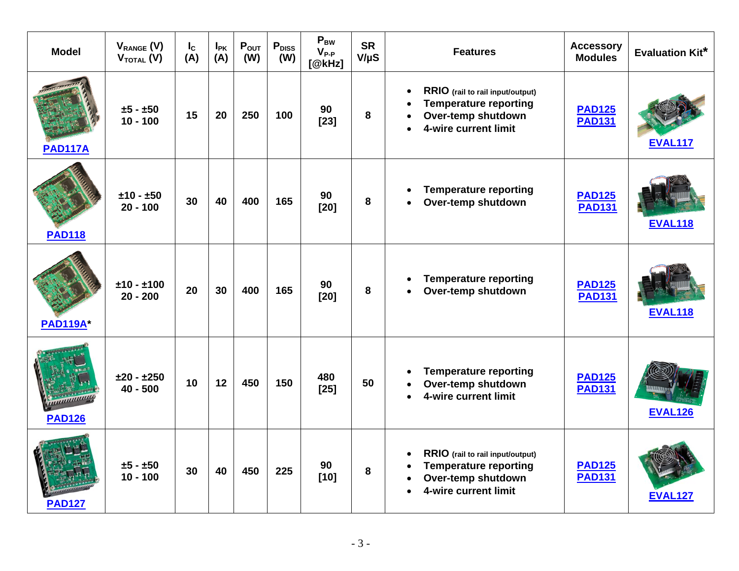| Model | $V_{RANGE}$ (V) $V_{TOTAL}$ (V) | $I_C$ (A) | $I_{PK}$ (A) | $P_{OUT}$ (W) | $P_{DISS}$ (W) | $P_{BW}$ $V_{P-P}$ [@kHz] | SR V/µS | Features | Accessory Modules | Evaluation Kit* |
|---|---|---|---|---|---|---|---|---|---|---|
| PAD117A | ±5 - ±50<br>10 - 100 | 15 | 20 | 250 | 100 | 90<br>[23] | 8 | • RRIO (rail to rail input/output)<br>• Temperature reporting<br>• Over-temp shutdown<br>• 4-wire current limit | PAD125<br>PAD131 | EVAL117 |
| PAD118 | ±10 - ±50<br>20 - 100 | 30 | 40 | 400 | 165 | 90<br>[20] | 8 | • Temperature reporting<br>• Over-temp shutdown | PAD125<br>PAD131 | EVAL118 |
| PAD119A* | ±10 - ±100<br>20 - 200 | 20 | 30 | 400 | 165 | 90<br>[20] | 8 | • Temperature reporting<br>• Over-temp shutdown | PAD125<br>PAD131 | EVAL118 |
| PAD126 | ±20 - ±250<br>40 - 500 | 10 | 12 | 450 | 150 | 480<br>[25] | 50 | • Temperature reporting<br>• Over-temp shutdown<br>• 4-wire current limit | PAD125<br>PAD131 | EVAL126 |
| PAD127 | ±5 - ±50<br>10 - 100 | 30 | 40 | 450 | 225 | 90<br>[10] | 8 | • RRIO (rail to rail input/output)<br>• Temperature reporting<br>• Over-temp shutdown<br>• 4-wire current limit | PAD125<br>PAD131 | EVAL127 |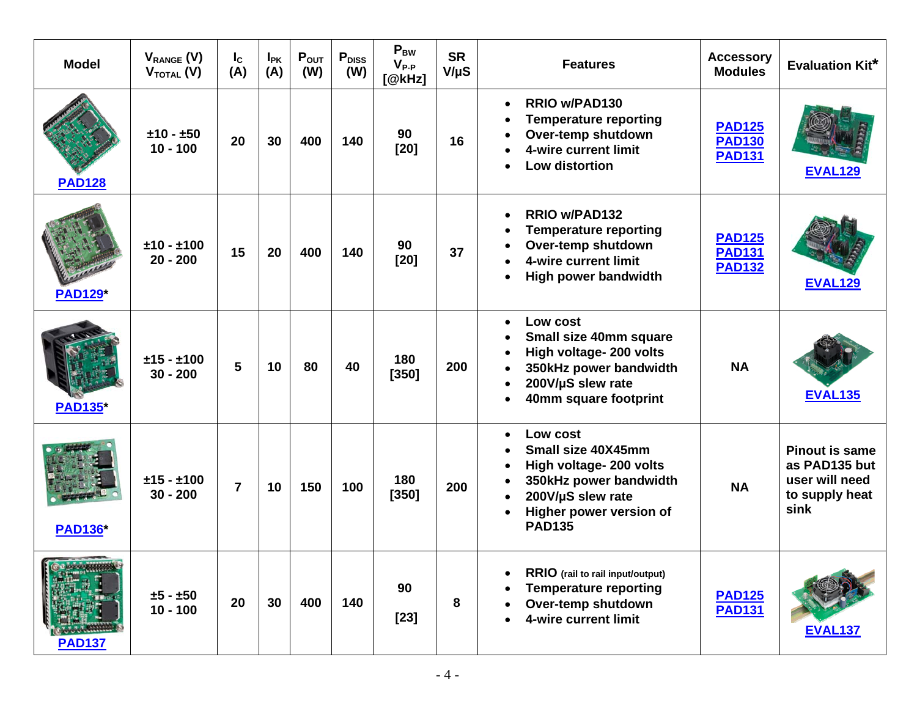| Model | $V_{RANGE}$ (V) $V_{TOTAL}$ (V) | $I_C$ (A) | $I_{PK}$ (A) | $P_{OUT}$ (W) | $P_{DISS}$ (W) | $P_{BW}$ $V_{P-P}$ [@kHz] | SR V/μS | Features | Accessory Modules | Evaluation Kit* |
|---|---|---|---|---|---|---|---|---|---|---|
| PAD128 | ±10 - ±50<br>10 - 100 | 20 | 30 | 400 | 140 | 90<br>[20] | 16 | • RRIO w/PAD130<br>• Temperature reporting<br>• Over-temp shutdown<br>• 4-wire current limit<br>• Low distortion | PAD125<br>PAD130<br>PAD131 | EVAL129 |
| PAD129* | ±10 - ±100<br>20 - 200 | 15 | 20 | 400 | 140 | 90<br>[20] | 37 | • RRIO w/PAD132<br>• Temperature reporting<br>• Over-temp shutdown<br>• 4-wire current limit<br>• High power bandwidth | PAD125<br>PAD131<br>PAD132 | EVAL129 |
| PAD135* | ±15 - ±100<br>30 - 200 | 5 | 10 | 80 | 40 | 180<br>[350] | 200 | • Low cost<br>• Small size 40mm square<br>• High voltage- 200 volts<br>• 350kHz power bandwidth<br>• 200V/μS slew rate<br>• 40mm square footprint | NA | EVAL135 |
| PAD136* | ±15 - ±100<br>30 - 200 | 7 | 10 | 150 | 100 | 180<br>[350] | 200 | • Low cost<br>• Small size 40X45mm<br>• High voltage- 200 volts<br>• 350kHz power bandwidth<br>• 200V/μS slew rate<br>• Higher power version of PAD135 | NA | Pinout is same as PAD135 but user will need to supply heat sink |
| PAD137 | ±5 - ±50<br>10 - 100 | 20 | 30 | 400 | 140 | 90<br>[23] | 8 | • RRIO (rail to rail input/output)<br>• Temperature reporting<br>• Over-temp shutdown<br>• 4-wire current limit | PAD125<br>PAD131 | EVAL137 |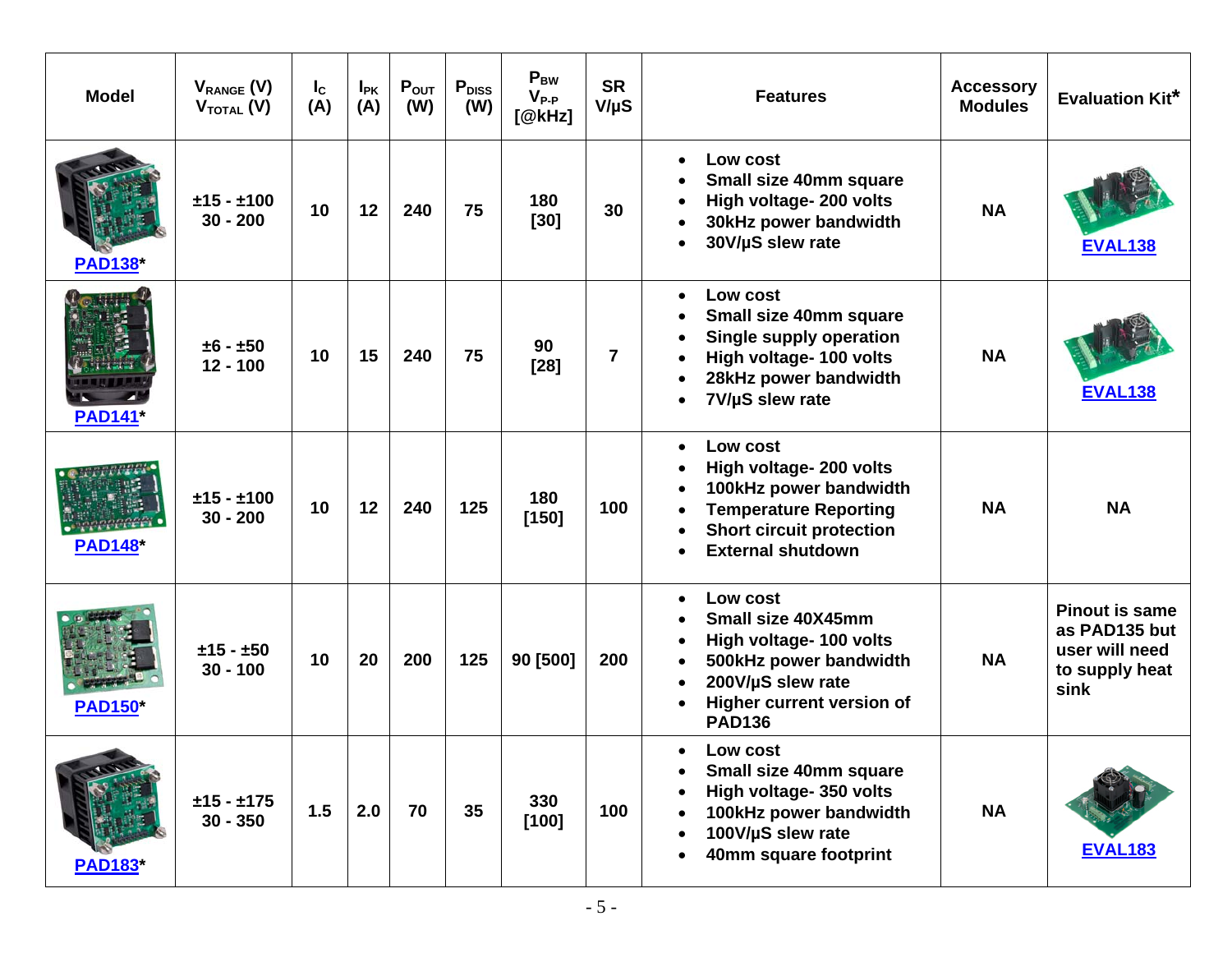| Model | $V_{RANGE}$ (V) $V_{TOTAL}$ (V) | $I_C$ (A) | $I_{PK}$ (A) | $P_{OUT}$ (W) | $P_{DISS}$ (W) | $P_{BW}$ $V_{P-P}$ [@kHz] | SR V/µS | Features | Accessory Modules | Evaluation Kit* |
|---|---|---|---|---|---|---|---|---|---|---|
| PAD138* | ±15 - ±100<br>30 - 200 | 10 | 12 | 240 | 75 | 180<br>[30] | 30 | • Low cost<br>• Small size 40mm square<br>• High voltage- 200 volts<br>• 30kHz power bandwidth<br>• 30V/µS slew rate | NA | EVAL138 |
| PAD141* | ±6 - ±50<br>12 - 100 | 10 | 15 | 240 | 75 | 90<br>[28] | 7 | • Low cost<br>• Small size 40mm square<br>• Single supply operation<br>• High voltage- 100 volts<br>• 28kHz power bandwidth<br>• 7V/µS slew rate | NA | EVAL138 |
| PAD148* | ±15 - ±100<br>30 - 200 | 10 | 12 | 240 | 125 | 180<br>[150] | 100 | • Low cost<br>• High voltage- 200 volts<br>• 100kHz power bandwidth<br>• Temperature Reporting<br>• Short circuit protection<br>• External shutdown | NA | NA |
| PAD150* | ±15 - ±50<br>30 - 100 | 10 | 20 | 200 | 125 | 90 [500] | 200 | • Low cost<br>• Small size 40X45mm<br>• High voltage- 100 volts<br>• 500kHz power bandwidth<br>• 200V/µS slew rate<br>• Higher current version of PAD136 | NA | Pinout is same as PAD135 but user will need to supply heat sink |
| PAD183* | ±15 - ±175<br>30 - 350 | 1.5 | 2.0 | 70 | 35 | 330<br>[100] | 100 | • Low cost<br>• Small size 40mm square<br>• High voltage- 350 volts<br>• 100kHz power bandwidth<br>• 100V/µS slew rate<br>• 40mm square footprint | NA | EVAL183 |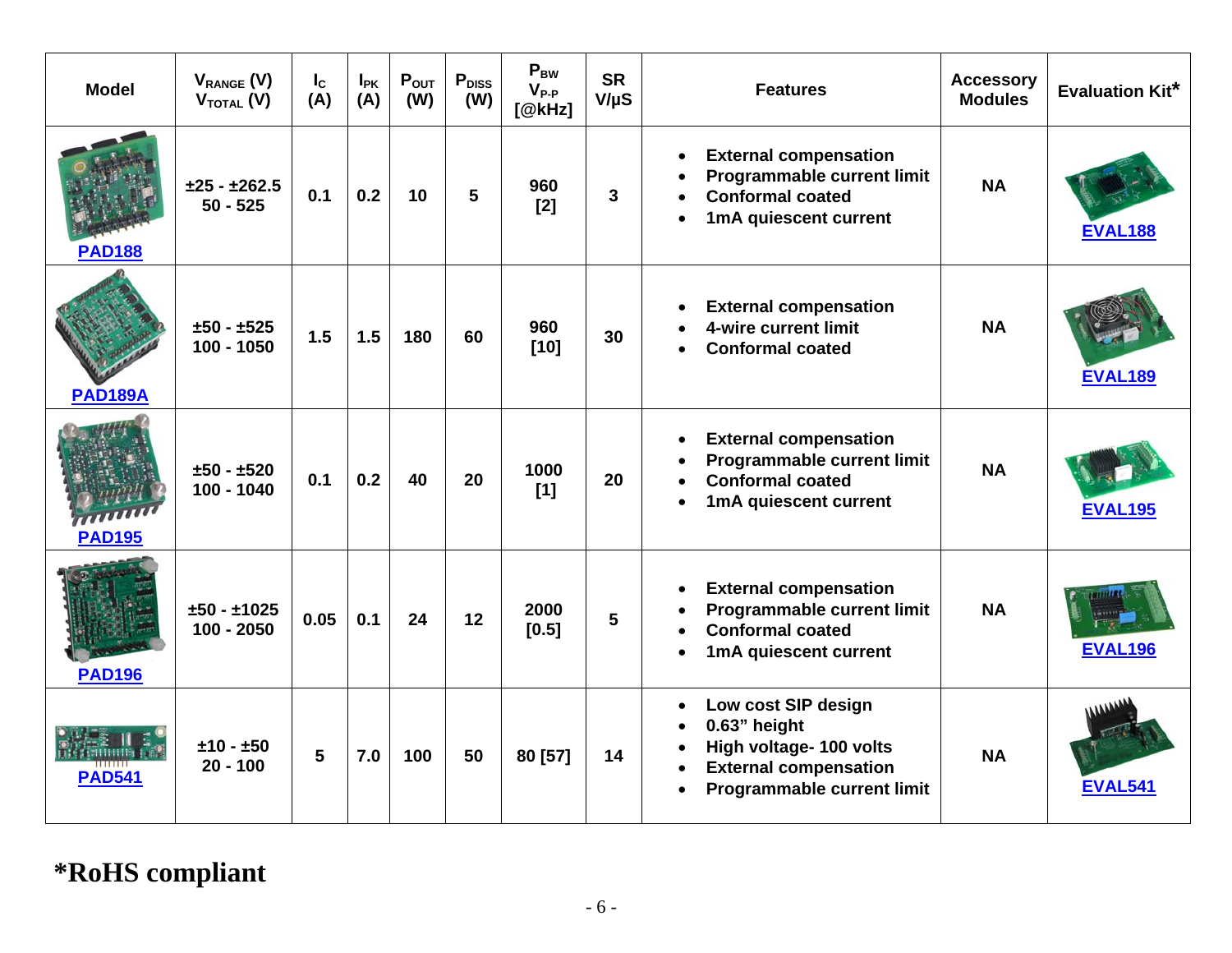| Model | $V_{RANGE}$ (V) $V_{TOTAL}$ (V) | $I_C$ (A) | $I_{PK}$ (A) | $P_{OUT}$ (W) | $P_{DISS}$ (W) | $P_{BW}$ $V_{P-P}$ [@kHz] | SR V/µS | Features | Accessory Modules | Evaluation Kit* |
|---|---|---|---|---|---|---|---|---|---|---|
| PAD188 | ±25 - ±262.5 50 - 525 | 0.1 | 0.2 | 10 | 5 | 960 [2] | 3 | • External compensation • Programmable current limit • Conformal coated • 1mA quiescent current | NA | EVAL188 |
| PAD189A | ±50 - ±525 100 - 1050 | 1.5 | 1.5 | 180 | 60 | 960 [10] | 30 | • External compensation • 4-wire current limit • Conformal coated | NA | EVAL189 |
| PAD195 | ±50 - ±520 100 - 1040 | 0.1 | 0.2 | 40 | 20 | 1000 [1] | 20 | • External compensation • Programmable current limit • Conformal coated • 1mA quiescent current | NA | EVAL195 |
| PAD196 | ±50 - ±1025 100 - 2050 | 0.05 | 0.1 | 24 | 12 | 2000 [0.5] | 5 | • External compensation • Programmable current limit • Conformal coated • 1mA quiescent current | NA | EVAL196 |
| PAD541 | ±10 - ±50 20 - 100 | 5 | 7.0 | 100 | 50 | 80 [57] | 14 | • Low cost SIP design • 0.63" height • High voltage- 100 volts • External compensation • Programmable current limit | NA | EVAL541 |

**\*RoHS compliant**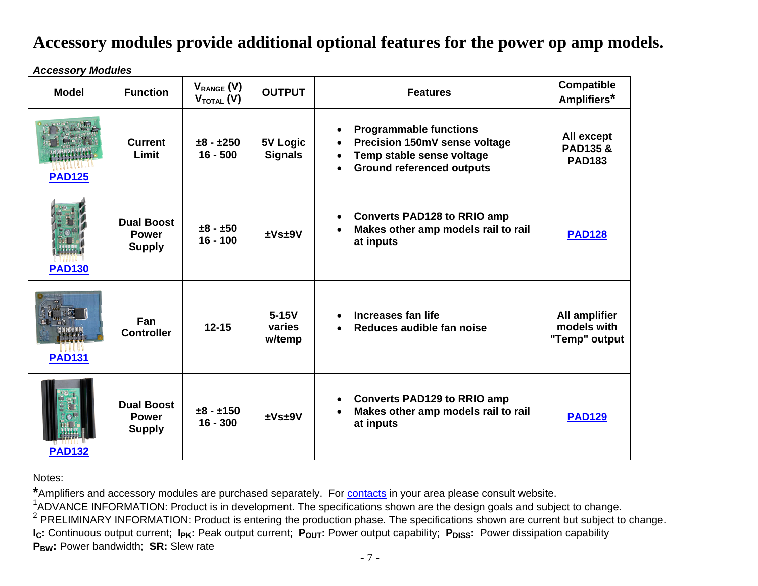# Accessory modules provide additional optional features for the power op amp models.

***Accessory Modules***

| Model | Function | $V_{RANGE}$ (V) $V_{TOTAL}$ (V) | OUTPUT | Features | Compatible Amplifiers* |
|---|---|---|---|---|---|
| PAD125 | Current Limit | ±8 - ±250<br>16 - 500 | 5V Logic Signals | • Programmable functions<br>• Precision 150mV sense voltage<br>• Temp stable sense voltage<br>• Ground referenced outputs | All except PAD135 & PAD183 |
| PAD130 | Dual Boost Power Supply | ±8 - ±50<br>16 - 100 | ±Vs±9V | • Converts PAD128 to RRIO amp<br>• Makes other amp models rail to rail at inputs | PAD128 |
| PAD131 | Fan Controller | 12-15 | 5-15V varies w/temp | • Increases fan life<br>• Reduces audible fan noise | All amplifier models with "Temp" output |
| PAD132 | Dual Boost Power Supply | ±8 - ±150<br>16 - 300 | ±Vs±9V | • Converts PAD129 to RRIO amp<br>• Makes other amp models rail to rail at inputs | PAD129 |

Notes:

*Amplifiers and accessory modules are purchased separately. For contacts in your area please consult website.

[1]ADVANCE INFORMATION: Product is in development. The specifications shown are the design goals and subject to change.

[2] PRELIMINARY INFORMATION: Product is entering the production phase. The specifications shown are current but subject to change.

**$I_C$:** Continuous output current; **$I_{PK}$:** Peak output current; **$P_{OUT}$:** Power output capability; **$P_{DISS}$:** Power dissipation capability

**$P_{BW}$:** Power bandwidth; **SR:** Slew rate